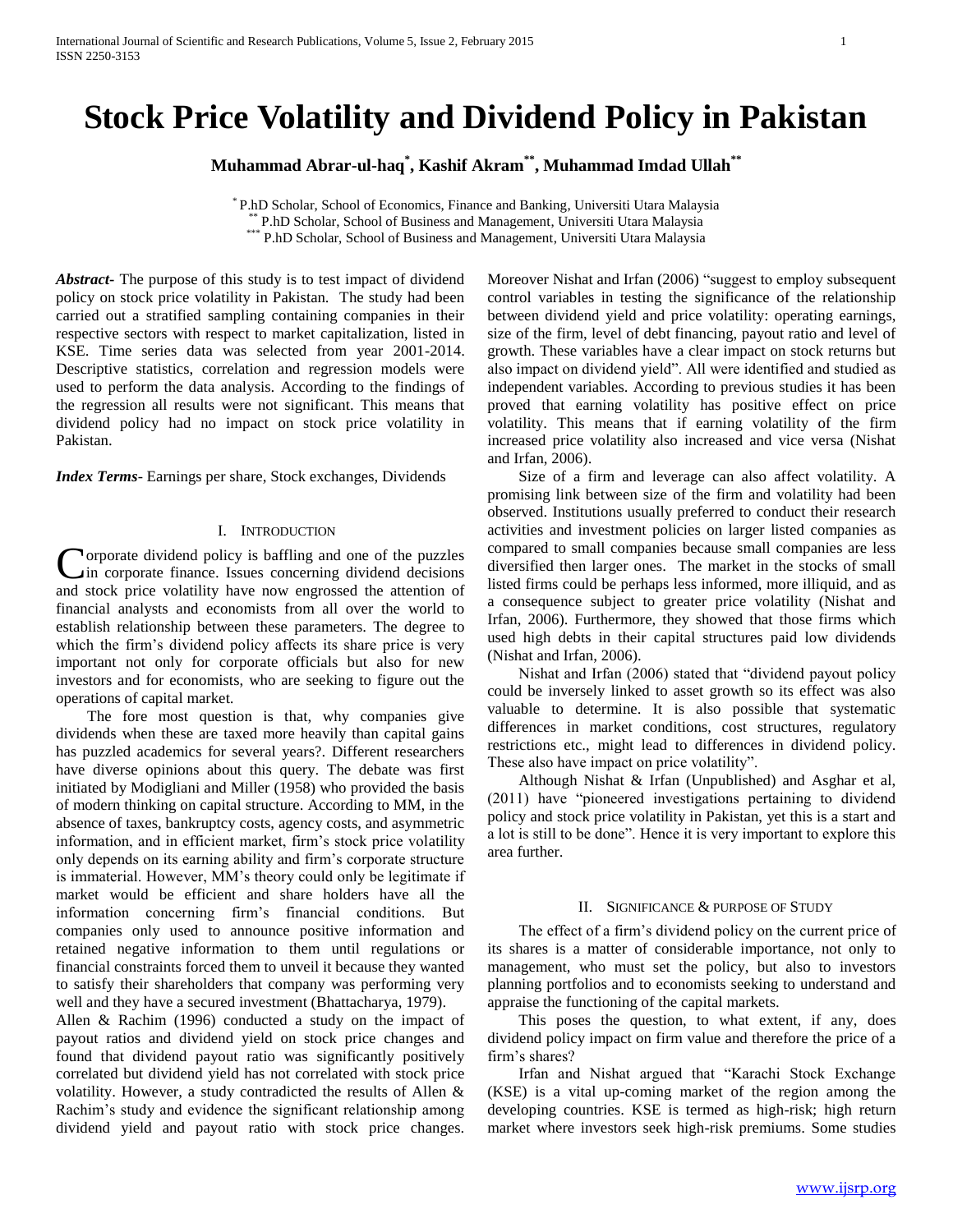# Stock Price Volatility and Dividend Policy in Pakistan

**Muhammad Abrar-ul-haq[*], Kashif Akram[**], Muhammad Imdad Ullah[**]**

[*] P.hD Scholar, School of Economics, Finance and Banking, Universiti Utara Malaysia
[**] P.hD Scholar, School of Business and Management, Universiti Utara Malaysia
[***] P.hD Scholar, School of Business and Management, Universiti Utara Malaysia

***Abstract-*** The purpose of this study is to test impact of dividend policy on stock price volatility in Pakistan. The study had been carried out a stratified sampling containing companies in their respective sectors with respect to market capitalization, listed in KSE. Time series data was selected from year 2001-2014. Descriptive statistics, correlation and regression models were used to perform the data analysis. According to the findings of the regression all results were not significant. This means that dividend policy had no impact on stock price volatility in Pakistan.

***Index Terms-*** Earnings per share, Stock exchanges, Dividends

## I. Introduction

Corporate dividend policy is baffling and one of the puzzles in corporate finance. Issues concerning dividend decisions and stock price volatility have now engrossed the attention of financial analysts and economists from all over the world to establish relationship between these parameters. The degree to which the firm's dividend policy affects its share price is very important not only for corporate officials but also for new investors and for economists, who are seeking to figure out the operations of capital market.

The fore most question is that, why companies give dividends when these are taxed more heavily than capital gains has puzzled academics for several years?. Different researchers have diverse opinions about this query. The debate was first initiated by Modigliani and Miller (1958) who provided the basis of modern thinking on capital structure. According to MM, in the absence of taxes, bankruptcy costs, agency costs, and asymmetric information, and in efficient market, firm's stock price volatility only depends on its earning ability and firm's corporate structure is immaterial. However, MM's theory could only be legitimate if market would be efficient and share holders have all the information concerning firm's financial conditions. But companies only used to announce positive information and retained negative information to them until regulations or financial constraints forced them to unveil it because they wanted to satisfy their shareholders that company was performing very well and they have a secured investment (Bhattacharya, 1979).

Allen & Rachim (1996) conducted a study on the impact of payout ratios and dividend yield on stock price changes and found that dividend payout ratio was significantly positively correlated but dividend yield has not correlated with stock price volatility. However, a study contradicted the results of Allen & Rachim's study and evidence the significant relationship among dividend yield and payout ratio with stock price changes. Moreover Nishat and Irfan (2006) "suggest to employ subsequent control variables in testing the significance of the relationship between dividend yield and price volatility: operating earnings, size of the firm, level of debt financing, payout ratio and level of growth. These variables have a clear impact on stock returns but also impact on dividend yield". All were identified and studied as independent variables. According to previous studies it has been proved that earning volatility has positive effect on price volatility. This means that if earning volatility of the firm increased price volatility also increased and vice versa (Nishat and Irfan, 2006).

Size of a firm and leverage can also affect volatility. A promising link between size of the firm and volatility had been observed. Institutions usually preferred to conduct their research activities and investment policies on larger listed companies as compared to small companies because small companies are less diversified then larger ones. The market in the stocks of small listed firms could be perhaps less informed, more illiquid, and as a consequence subject to greater price volatility (Nishat and Irfan, 2006). Furthermore, they showed that those firms which used high debts in their capital structures paid low dividends (Nishat and Irfan, 2006).

Nishat and Irfan (2006) stated that "dividend payout policy could be inversely linked to asset growth so its effect was also valuable to determine. It is also possible that systematic differences in market conditions, cost structures, regulatory restrictions etc., might lead to differences in dividend policy. These also have impact on price volatility".

Although Nishat & Irfan (Unpublished) and Asghar et al, (2011) have "pioneered investigations pertaining to dividend policy and stock price volatility in Pakistan, yet this is a start and a lot is still to be done". Hence it is very important to explore this area further.

## II. Significance & Purpose of Study

The effect of a firm's dividend policy on the current price of its shares is a matter of considerable importance, not only to management, who must set the policy, but also to investors planning portfolios and to economists seeking to understand and appraise the functioning of the capital markets.

This poses the question, to what extent, if any, does dividend policy impact on firm value and therefore the price of a firm's shares?

Irfan and Nishat argued that "Karachi Stock Exchange (KSE) is a vital up-coming market of the region among the developing countries. KSE is termed as high-risk; high return market where investors seek high-risk premiums. Some studies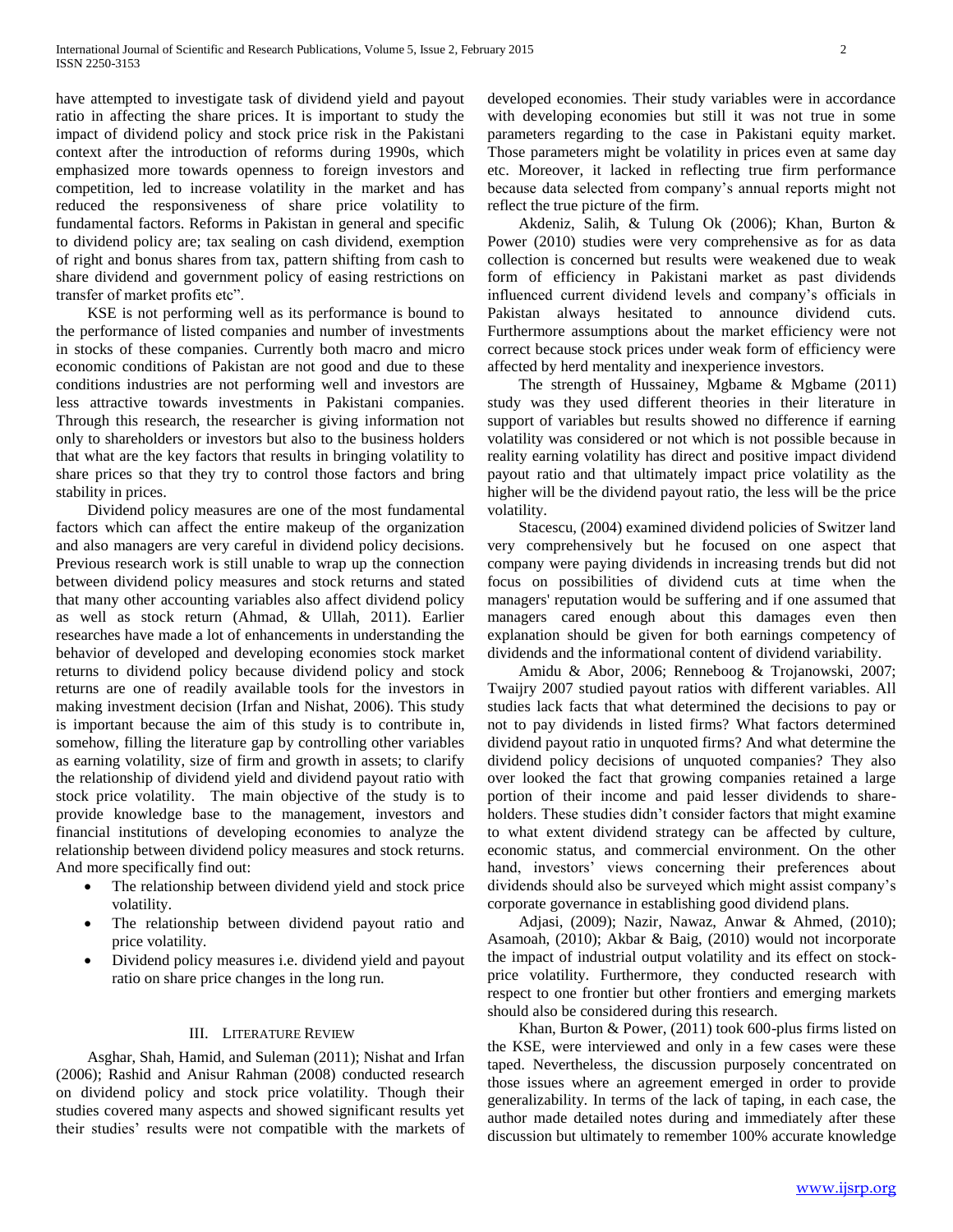have attempted to investigate task of dividend yield and payout ratio in affecting the share prices. It is important to study the impact of dividend policy and stock price risk in the Pakistani context after the introduction of reforms during 1990s, which emphasized more towards openness to foreign investors and competition, led to increase volatility in the market and has reduced the responsiveness of share price volatility to fundamental factors. Reforms in Pakistan in general and specific to dividend policy are; tax sealing on cash dividend, exemption of right and bonus shares from tax, pattern shifting from cash to share dividend and government policy of easing restrictions on transfer of market profits etc".

KSE is not performing well as its performance is bound to the performance of listed companies and number of investments in stocks of these companies. Currently both macro and micro economic conditions of Pakistan are not good and due to these conditions industries are not performing well and investors are less attractive towards investments in Pakistani companies. Through this research, the researcher is giving information not only to shareholders or investors but also to the business holders that what are the key factors that results in bringing volatility to share prices so that they try to control those factors and bring stability in prices.

Dividend policy measures are one of the most fundamental factors which can affect the entire makeup of the organization and also managers are very careful in dividend policy decisions. Previous research work is still unable to wrap up the connection between dividend policy measures and stock returns and stated that many other accounting variables also affect dividend policy as well as stock return (Ahmad, & Ullah, 2011). Earlier researches have made a lot of enhancements in understanding the behavior of developed and developing economies stock market returns to dividend policy because dividend policy and stock returns are one of readily available tools for the investors in making investment decision (Irfan and Nishat, 2006). This study is important because the aim of this study is to contribute in, somehow, filling the literature gap by controlling other variables as earning volatility, size of firm and growth in assets; to clarify the relationship of dividend yield and dividend payout ratio with stock price volatility. The main objective of the study is to provide knowledge base to the management, investors and financial institutions of developing economies to analyze the relationship between dividend policy measures and stock returns. And more specifically find out:

- The relationship between dividend yield and stock price volatility.
- The relationship between dividend payout ratio and price volatility.
- Dividend policy measures i.e. dividend yield and payout ratio on share price changes in the long run.

## III. Literature Review

Asghar, Shah, Hamid, and Suleman (2011); Nishat and Irfan (2006); Rashid and Anisur Rahman (2008) conducted research on dividend policy and stock price volatility. Though their studies covered many aspects and showed significant results yet their studies' results were not compatible with the markets of developed economies. Their study variables were in accordance with developing economies but still it was not true in some parameters regarding to the case in Pakistani equity market. Those parameters might be volatility in prices even at same day etc. Moreover, it lacked in reflecting true firm performance because data selected from company's annual reports might not reflect the true picture of the firm.

Akdeniz, Salih, & Tulung Ok (2006); Khan, Burton & Power (2010) studies were very comprehensive as for as data collection is concerned but results were weakened due to weak form of efficiency in Pakistani market as past dividends influenced current dividend levels and company's officials in Pakistan always hesitated to announce dividend cuts. Furthermore assumptions about the market efficiency were not correct because stock prices under weak form of efficiency were affected by herd mentality and inexperience investors.

The strength of Hussainey, Mgbame & Mgbame (2011) study was they used different theories in their literature in support of variables but results showed no difference if earning volatility was considered or not which is not possible because in reality earning volatility has direct and positive impact dividend payout ratio and that ultimately impact price volatility as the higher will be the dividend payout ratio, the less will be the price volatility.

Stacescu, (2004) examined dividend policies of Switzer land very comprehensively but he focused on one aspect that company were paying dividends in increasing trends but did not focus on possibilities of dividend cuts at time when the managers' reputation would be suffering and if one assumed that managers cared enough about this damages even then explanation should be given for both earnings competency of dividends and the informational content of dividend variability.

Amidu & Abor, 2006; Renneboog & Trojanowski, 2007; Twaijry 2007 studied payout ratios with different variables. All studies lack facts that what determined the decisions to pay or not to pay dividends in listed firms? What factors determined dividend payout ratio in unquoted firms? And what determine the dividend policy decisions of unquoted companies? They also over looked the fact that growing companies retained a large portion of their income and paid lesser dividends to share-holders. These studies didn't consider factors that might examine to what extent dividend strategy can be affected by culture, economic status, and commercial environment. On the other hand, investors' views concerning their preferences about dividends should also be surveyed which might assist company's corporate governance in establishing good dividend plans.

Adjasi, (2009); Nazir, Nawaz, Anwar & Ahmed, (2010); Asamoah, (2010); Akbar & Baig, (2010) would not incorporate the impact of industrial output volatility and its effect on stock-price volatility. Furthermore, they conducted research with respect to one frontier but other frontiers and emerging markets should also be considered during this research.

Khan, Burton & Power, (2011) took 600-plus firms listed on the KSE, were interviewed and only in a few cases were these taped. Nevertheless, the discussion purposely concentrated on those issues where an agreement emerged in order to provide generalizability. In terms of the lack of taping, in each case, the author made detailed notes during and immediately after these discussion but ultimately to remember 100% accurate knowledge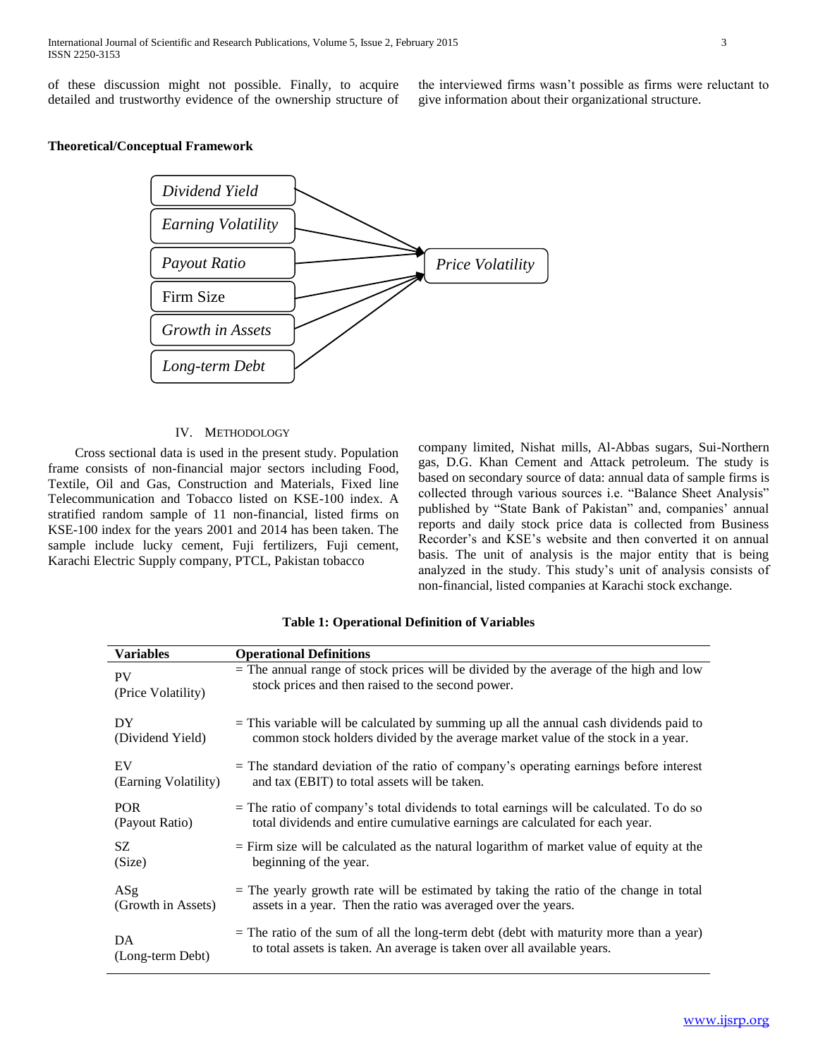of these discussion might not possible. Finally, to acquire detailed and trustworthy evidence of the ownership structure of the interviewed firms wasn't possible as firms were reluctant to give information about their organizational structure.

**Theoretical/Conceptual Framework**

*Dividend Yield*
*Earning Volatility*
*Payout Ratio*
Firm Size
*Growth in Assets*
*Long-term Debt*

→ *Price Volatility*

## IV. Methodology

Cross sectional data is used in the present study. Population frame consists of non-financial major sectors including Food, Textile, Oil and Gas, Construction and Materials, Fixed line Telecommunication and Tobacco listed on KSE-100 index. A stratified random sample of 11 non-financial, listed firms on KSE-100 index for the years 2001 and 2014 has been taken. The sample include lucky cement, Fuji fertilizers, Fuji cement, Karachi Electric Supply company, PTCL, Pakistan tobacco company limited, Nishat mills, Al-Abbas sugars, Sui-Northern gas, D.G. Khan Cement and Attack petroleum. The study is based on secondary source of data: annual data of sample firms is collected through various sources i.e. "Balance Sheet Analysis" published by "State Bank of Pakistan" and, companies' annual reports and daily stock price data is collected from Business Recorder's and KSE's website and then converted it on annual basis. The unit of analysis is the major entity that is being analyzed in the study. This study's unit of analysis consists of non-financial, listed companies at Karachi stock exchange.

**Table 1: Operational Definition of Variables**

| Variables | Operational Definitions |
|---|---|
| PV (Price Volatility) | = The annual range of stock prices will be divided by the average of the high and low stock prices and then raised to the second power. |
| DY (Dividend Yield) | = This variable will be calculated by summing up all the annual cash dividends paid to common stock holders divided by the average market value of the stock in a year. |
| EV (Earning Volatility) | = The standard deviation of the ratio of company's operating earnings before interest and tax (EBIT) to total assets will be taken. |
| POR (Payout Ratio) | = The ratio of company's total dividends to total earnings will be calculated. To do so total dividends and entire cumulative earnings are calculated for each year. |
| SZ (Size) | = Firm size will be calculated as the natural logarithm of market value of equity at the beginning of the year. |
| ASg (Growth in Assets) | = The yearly growth rate will be estimated by taking the ratio of the change in total assets in a year. Then the ratio was averaged over the years. |
| DA (Long-term Debt) | = The ratio of the sum of all the long-term debt (debt with maturity more than a year) to total assets is taken. An average is taken over all available years. |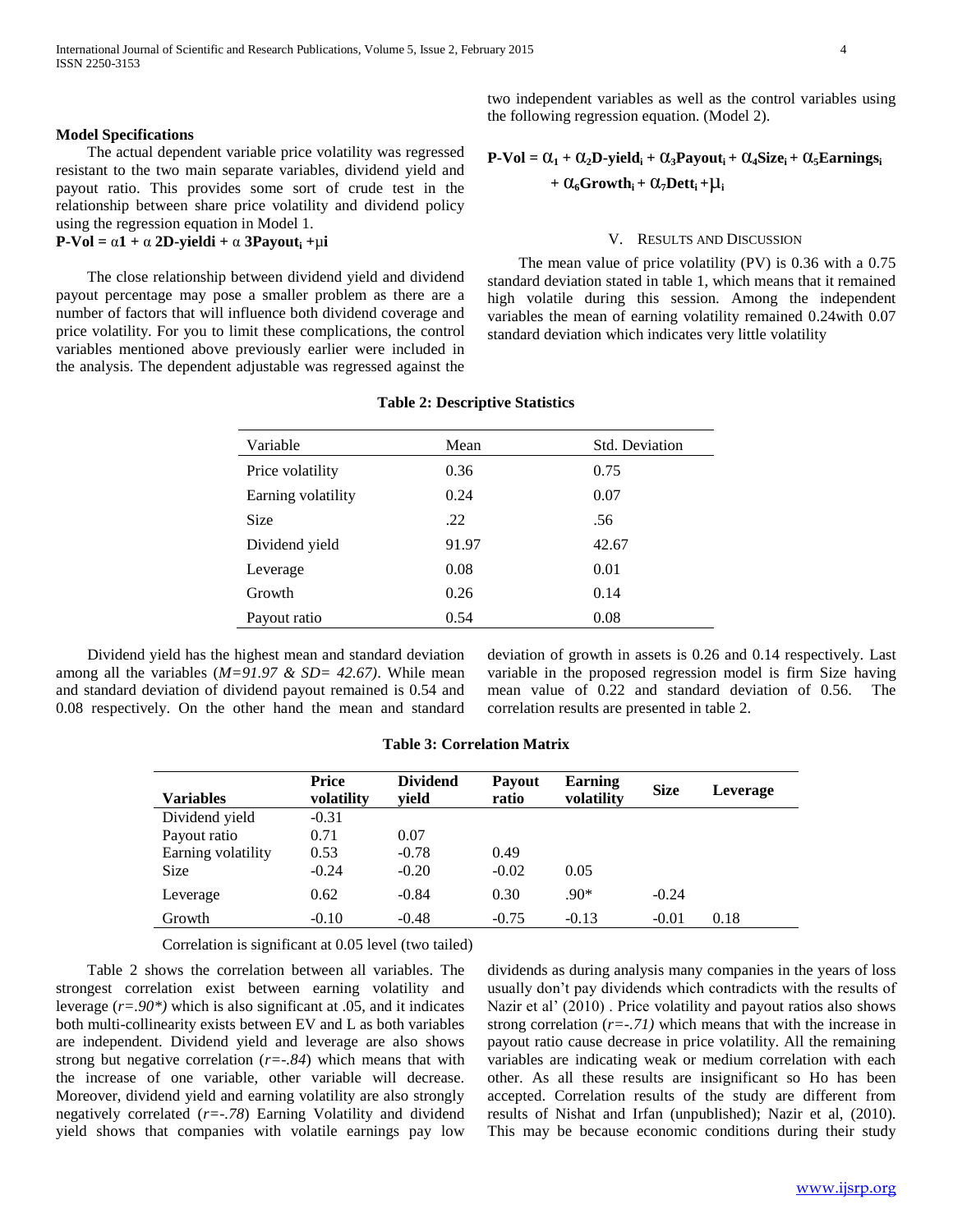**Model Specifications**

The actual dependent variable price volatility was regressed resistant to the two main separate variables, dividend yield and payout ratio. This provides some sort of crude test in the relationship between share price volatility and dividend policy using the regression equation in Model 1.

$$\textbf{P-Vol} = \alpha 1 + \alpha\ 2\text{D-yield}i + \alpha\ 3\text{Payout}_i + \mu i$$

The close relationship between dividend yield and dividend payout percentage may pose a smaller problem as there are a number of factors that will influence both dividend coverage and price volatility. For you to limit these complications, the control variables mentioned above previously earlier were included in the analysis. The dependent adjustable was regressed against the two independent variables as well as the control variables using the following regression equation. (Model 2).

$$\textbf{P-Vol} = \alpha_1 + \alpha_2\text{D-yield}_i + \alpha_3\text{Payout}_i + \alpha_4\text{Size}_i + \alpha_5\text{Earnings}_i + \alpha_6\text{Growth}_i + \alpha_7\text{Dett}_i + \mu_i$$

## V. Results and Discussion

The mean value of price volatility (PV) is 0.36 with a 0.75 standard deviation stated in table 1, which means that it remained high volatile during this session. Among the independent variables the mean of earning volatility remained 0.24with 0.07 standard deviation which indicates very little volatility

**Table 2: Descriptive Statistics**

| Variable | Mean | Std. Deviation |
|---|---|---|
| Price volatility | 0.36 | 0.75 |
| Earning volatility | 0.24 | 0.07 |
| Size | .22 | .56 |
| Dividend yield | 91.97 | 42.67 |
| Leverage | 0.08 | 0.01 |
| Growth | 0.26 | 0.14 |
| Payout ratio | 0.54 | 0.08 |

Dividend yield has the highest mean and standard deviation among all the variables (*M=91.97 & SD= 42.67)*. While mean and standard deviation of dividend payout remained is 0.54 and 0.08 respectively. On the other hand the mean and standard deviation of growth in assets is 0.26 and 0.14 respectively. Last variable in the proposed regression model is firm Size having mean value of 0.22 and standard deviation of 0.56. The correlation results are presented in table 2.

**Table 3: Correlation Matrix**

| Variables | Price volatility | Dividend yield | Payout ratio | Earning volatility | Size | Leverage |
|---|---|---|---|---|---|---|
| Dividend yield | -0.31 | | | | | |
| Payout ratio | 0.71 | 0.07 | | | | |
| Earning volatility | 0.53 | -0.78 | 0.49 | | | |
| Size | -0.24 | -0.20 | -0.02 | 0.05 | | |
| Leverage | 0.62 | -0.84 | 0.30 | .90* | -0.24 | |
| Growth | -0.10 | -0.48 | -0.75 | -0.13 | -0.01 | 0.18 |

Correlation is significant at 0.05 level (two tailed)

Table 2 shows the correlation between all variables. The strongest correlation exist between earning volatility and leverage (*r=.90\*)* which is also significant at .05, and it indicates both multi-collinearity exists between EV and L as both variables are independent. Dividend yield and leverage are also shows strong but negative correlation (*r=-.84*) which means that with the increase of one variable, other variable will decrease. Moreover, dividend yield and earning volatility are also strongly negatively correlated (*r=-.78*) Earning Volatility and dividend yield shows that companies with volatile earnings pay low dividends as during analysis many companies in the years of loss usually don't pay dividends which contradicts with the results of Nazir et al' (2010) . Price volatility and payout ratios also shows strong correlation (*r=-.71)* which means that with the increase in payout ratio cause decrease in price volatility. All the remaining variables are indicating weak or medium correlation with each other. As all these results are insignificant so Ho has been accepted. Correlation results of the study are different from results of Nishat and Irfan (unpublished); Nazir et al, (2010). This may be because economic conditions during their study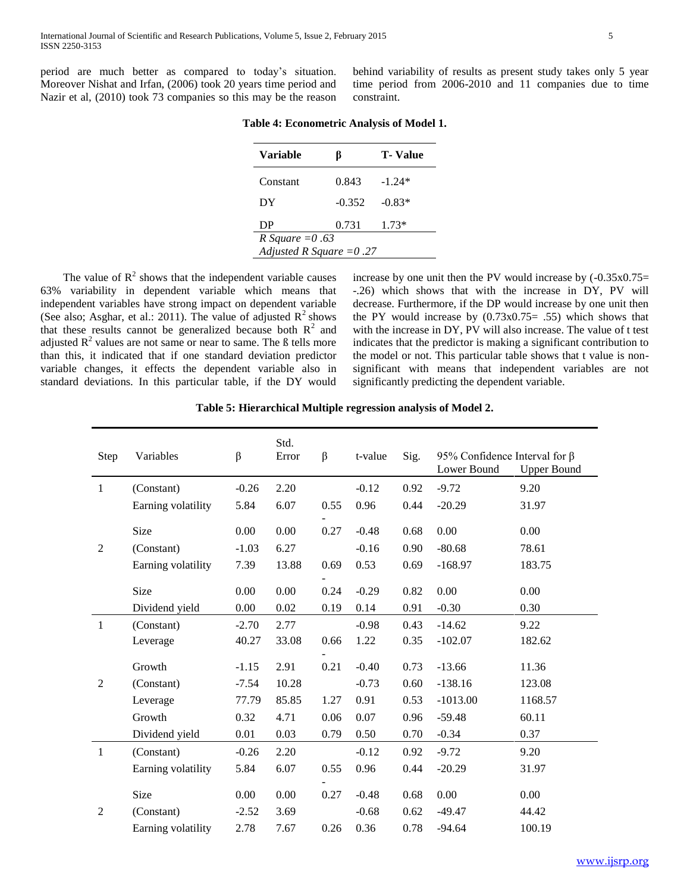period are much better as compared to today's situation. Moreover Nishat and Irfan, (2006) took 20 years time period and Nazir et al, (2010) took 73 companies so this may be the reason behind variability of results as present study takes only 5 year time period from 2006-2010 and 11 companies due to time constraint.

**Table 4: Econometric Analysis of Model 1.**

| Variable | β | T- Value |
|---|---|---|
| Constant | 0.843 | -1.24* |
| DY | -0.352 | -0.83* |
| DP | 0.731 | 1.73* |
| *R Square =0 .63* | | |
| *Adjusted R Square =0 .27* | | |

The value of $R^2$ shows that the independent variable causes 63% variability in dependent variable which means that independent variables have strong impact on dependent variable (See also; Asghar, et al.: 2011). The value of adjusted $R^2$ shows that these results cannot be generalized because both $R^2$ and adjusted $R^2$ values are not same or near to same. The ß tells more than this, it indicated that if one standard deviation predictor variable changes, it effects the dependent variable also in standard deviations. In this particular table, if the DY would increase by one unit then the PV would increase by (-0.35x0.75= -.26) which shows that with the increase in DY, PV will decrease. Furthermore, if the DP would increase by one unit then the PY would increase by (0.73x0.75= .55) which shows that with the increase in DY, PV will also increase. The value of t test indicates that the predictor is making a significant contribution to the model or not. This particular table shows that t value is non-significant with means that independent variables are not significantly predicting the dependent variable.

**Table 5: Hierarchical Multiple regression analysis of Model 2.**

| Step | Variables | β | Std. Error | β | t-value | Sig. | 95% Confidence Interval for β | |
|---|---|---|---|---|---|---|---|---|
| | | | | | | | Lower Bound | Upper Bound |
| 1 | (Constant) | -0.26 | 2.20 | | -0.12 | 0.92 | -9.72 | 9.20 |
| | Earning volatility | 5.84 | 6.07 | 0.55 | 0.96 | 0.44 | -20.29 | 31.97 |
| | Size | 0.00 | 0.00 | -0.27 | -0.48 | 0.68 | 0.00 | 0.00 |
| 2 | (Constant) | -1.03 | 6.27 | | -0.16 | 0.90 | -80.68 | 78.61 |
| | Earning volatility | 7.39 | 13.88 | 0.69 | 0.53 | 0.69 | -168.97 | 183.75 |
| | Size | 0.00 | 0.00 | -0.24 | -0.29 | 0.82 | 0.00 | 0.00 |
| | Dividend yield | 0.00 | 0.02 | 0.19 | 0.14 | 0.91 | -0.30 | 0.30 |
| 1 | (Constant) | -2.70 | 2.77 | | -0.98 | 0.43 | -14.62 | 9.22 |
| | Leverage | 40.27 | 33.08 | 0.66 | 1.22 | 0.35 | -102.07 | 182.62 |
| | Growth | -1.15 | 2.91 | -0.21 | -0.40 | 0.73 | -13.66 | 11.36 |
| 2 | (Constant) | -7.54 | 10.28 | | -0.73 | 0.60 | -138.16 | 123.08 |
| | Leverage | 77.79 | 85.85 | 1.27 | 0.91 | 0.53 | -1013.00 | 1168.57 |
| | Growth | 0.32 | 4.71 | 0.06 | 0.07 | 0.96 | -59.48 | 60.11 |
| | Dividend yield | 0.01 | 0.03 | 0.79 | 0.50 | 0.70 | -0.34 | 0.37 |
| 1 | (Constant) | -0.26 | 2.20 | | -0.12 | 0.92 | -9.72 | 9.20 |
| | Earning volatility | 5.84 | 6.07 | 0.55 | 0.96 | 0.44 | -20.29 | 31.97 |
| | Size | 0.00 | 0.00 | -0.27 | -0.48 | 0.68 | 0.00 | 0.00 |
| 2 | (Constant) | -2.52 | 3.69 | | -0.68 | 0.62 | -49.47 | 44.42 |
| | Earning volatility | 2.78 | 7.67 | 0.26 | 0.36 | 0.78 | -94.64 | 100.19 |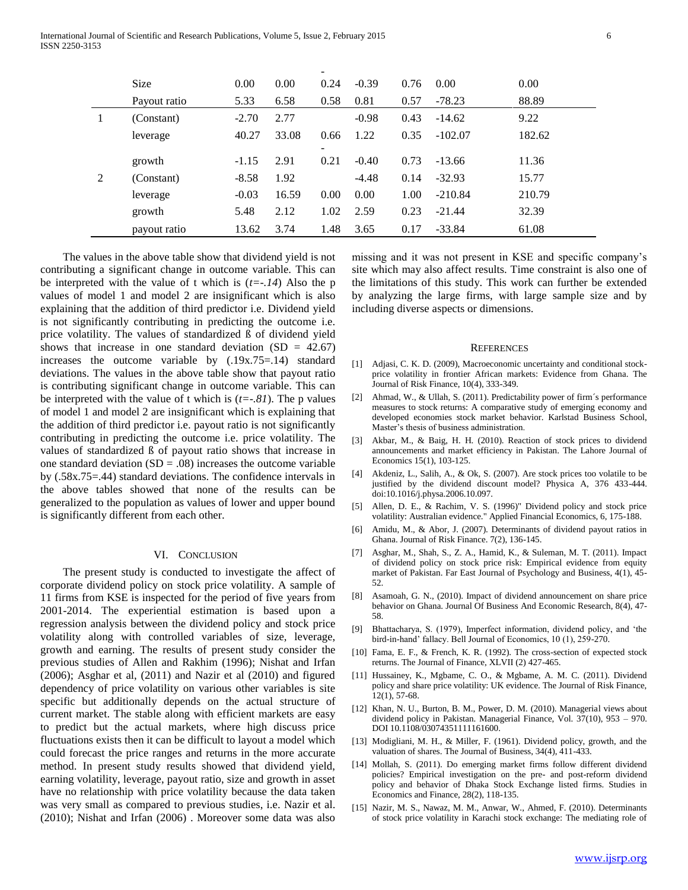| | | | | | | | | |
|---|---|---|---|---|---|---|---|---|
| | Size | 0.00 | 0.00 | -0.24 | -0.39 | 0.76 | 0.00 | 0.00 |
| | Payout ratio | 5.33 | 6.58 | 0.58 | 0.81 | 0.57 | -78.23 | 88.89 |
| 1 | (Constant) | -2.70 | 2.77 | | -0.98 | 0.43 | -14.62 | 9.22 |
| | leverage | 40.27 | 33.08 | 0.66 | 1.22 | 0.35 | -102.07 | 182.62 |
| | growth | -1.15 | 2.91 | -0.21 | -0.40 | 0.73 | -13.66 | 11.36 |
| 2 | (Constant) | -8.58 | 1.92 | | -4.48 | 0.14 | -32.93 | 15.77 |
| | leverage | -0.03 | 16.59 | 0.00 | 0.00 | 1.00 | -210.84 | 210.79 |
| | growth | 5.48 | 2.12 | 1.02 | 2.59 | 0.23 | -21.44 | 32.39 |
| | payout ratio | 13.62 | 3.74 | 1.48 | 3.65 | 0.17 | -33.84 | 61.08 |

The values in the above table show that dividend yield is not contributing a significant change in outcome variable. This can be interpreted with the value of t which is (*t=-.14*) Also the p values of model 1 and model 2 are insignificant which is also explaining that the addition of third predictor i.e. Dividend yield is not significantly contributing in predicting the outcome i.e. price volatility. The values of standardized ß of dividend yield shows that increase in one standard deviation (SD = 42.67) increases the outcome variable by (.19x.75=.14) standard deviations. The values in the above table show that payout ratio is contributing significant change in outcome variable. This can be interpreted with the value of t which is (*t=-.81*). The p values of model 1 and model 2 are insignificant which is explaining that the addition of third predictor i.e. payout ratio is not significantly contributing in predicting the outcome i.e. price volatility. The values of standardized ß of payout ratio shows that increase in one standard deviation (SD = .08) increases the outcome variable by (.58x.75=.44) standard deviations. The confidence intervals in the above tables showed that none of the results can be generalized to the population as values of lower and upper bound is significantly different from each other.

## VI. Conclusion

The present study is conducted to investigate the affect of corporate dividend policy on stock price volatility. A sample of 11 firms from KSE is inspected for the period of five years from 2001-2014. The experiential estimation is based upon a regression analysis between the dividend policy and stock price volatility along with controlled variables of size, leverage, growth and earning. The results of present study consider the previous studies of Allen and Rakhim (1996); Nishat and Irfan (2006); Asghar et al, (2011) and Nazir et al (2010) and figured dependency of price volatility on various other variables is site specific but additionally depends on the actual structure of current market. The stable along with efficient markets are easy to predict but the actual markets, where high discuss price fluctuations exists then it can be difficult to layout a model which could forecast the price ranges and returns in the more accurate method. In present study results showed that dividend yield, earning volatility, leverage, payout ratio, size and growth in asset have no relationship with price volatility because the data taken was very small as compared to previous studies, i.e. Nazir et al. (2010); Nishat and Irfan (2006) . Moreover some data was also missing and it was not present in KSE and specific company's site which may also affect results. Time constraint is also one of the limitations of this study. This work can further be extended by analyzing the large firms, with large sample size and by including diverse aspects or dimensions.

## References

[1] Adjasi, C. K. D. (2009), Macroeconomic uncertainty and conditional stock-price volatility in frontier African markets: Evidence from Ghana. The Journal of Risk Finance, 10(4), 333-349.

[2] Ahmad, W., & Ullah, S. (2011). Predictability power of firm´s performance measures to stock returns: A comparative study of emerging economy and developed economies stock market behavior. Karlstad Business School, Master's thesis of business administration.

[3] Akbar, M., & Baig, H. H. (2010). Reaction of stock prices to dividend announcements and market efficiency in Pakistan. The Lahore Journal of Economics 15(1), 103-125.

[4] Akdeniz, L., Salih, A., & Ok, S. (2007). Are stock prices too volatile to be justified by the dividend discount model? Physica A, 376 433-444. doi:10.1016/j.physa.2006.10.097.

[5] Allen, D. E., & Rachim, V. S. (1996)" Dividend policy and stock price volatility: Australian evidence." Applied Financial Economics, 6, 175-188.

[6] Amidu, M., & Abor, J. (2007). Determinants of dividend payout ratios in Ghana. Journal of Risk Finance. 7(2), 136-145.

[7] Asghar, M., Shah, S., Z. A., Hamid, K., & Suleman, M. T. (2011). Impact of dividend policy on stock price risk: Empirical evidence from equity market of Pakistan. Far East Journal of Psychology and Business, 4(1), 45-52.

[8] Asamoah, G. N., (2010). Impact of dividend announcement on share price behavior on Ghana. Journal Of Business And Economic Research, 8(4), 47-58.

[9] Bhattacharya, S. (1979), Imperfect information, dividend policy, and 'the bird-in-hand' fallacy. Bell Journal of Economics, 10 (1), 259-270.

[10] Fama, E. F., & French, K. R. (1992). The cross-section of expected stock returns. The Journal of Finance, XLVII (2) 427-465.

[11] Hussainey, K., Mgbame, C. O., & Mgbame, A. M. C. (2011). Dividend policy and share price volatility: UK evidence. The Journal of Risk Finance, 12(1), 57-68.

[12] Khan, N. U., Burton, B. M., Power, D. M. (2010). Managerial views about dividend policy in Pakistan. Managerial Finance, Vol. 37(10), 953 – 970. DOI 10.1108/03074351111161600.

[13] Modigliani, M. H., & Miller, F. (1961). Dividend policy, growth, and the valuation of shares. The Journal of Business, 34(4), 411-433.

[14] Mollah, S. (2011). Do emerging market firms follow different dividend policies? Empirical investigation on the pre- and post-reform dividend policy and behavior of Dhaka Stock Exchange listed firms. Studies in Economics and Finance, 28(2), 118-135.

[15] Nazir, M. S., Nawaz, M. M., Anwar, W., Ahmed, F. (2010). Determinants of stock price volatility in Karachi stock exchange: The mediating role of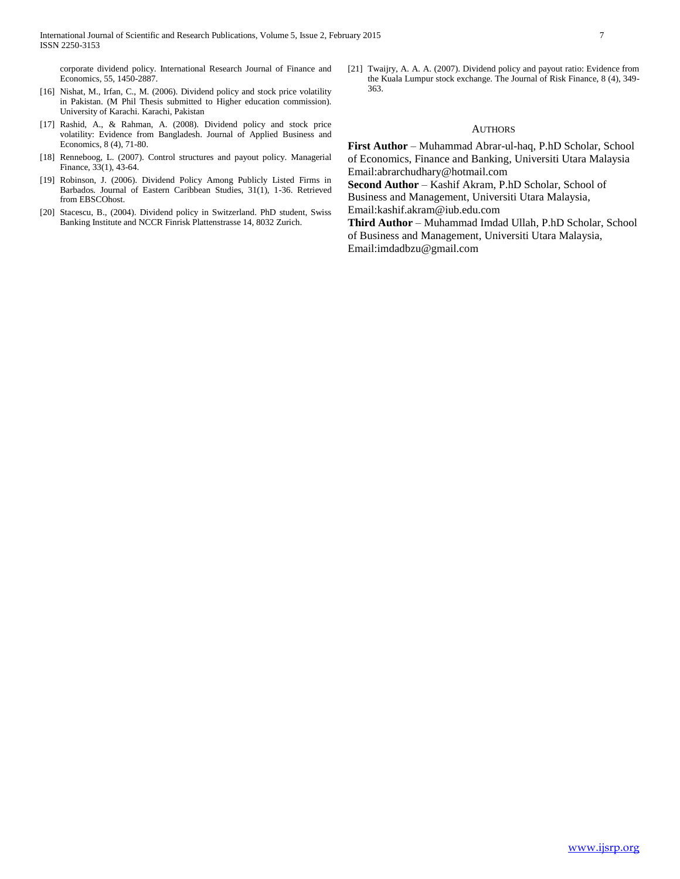corporate dividend policy. International Research Journal of Finance and Economics, 55, 1450-2887.

[16] Nishat, M., Irfan, C., M. (2006). Dividend policy and stock price volatility in Pakistan. (M Phil Thesis submitted to Higher education commission). University of Karachi. Karachi, Pakistan

[17] Rashid, A., & Rahman, A. (2008). Dividend policy and stock price volatility: Evidence from Bangladesh. Journal of Applied Business and Economics, 8 (4), 71-80.

[18] Renneboog, L. (2007). Control structures and payout policy. Managerial Finance, 33(1), 43-64.

[19] Robinson, J. (2006). Dividend Policy Among Publicly Listed Firms in Barbados. Journal of Eastern Caribbean Studies, 31(1), 1-36. Retrieved from EBSCOhost.

[20] Stacescu, B., (2004). Dividend policy in Switzerland. PhD student, Swiss Banking Institute and NCCR Finrisk Plattenstrasse 14, 8032 Zurich.

[21] Twaijry, A. A. A. (2007). Dividend policy and payout ratio: Evidence from the Kuala Lumpur stock exchange. The Journal of Risk Finance, 8 (4), 349-363.

## AUTHORS

**First Author** – Muhammad Abrar-ul-haq, P.hD Scholar, School of Economics, Finance and Banking, Universiti Utara Malaysia Email:abrarchudhary@hotmail.com

**Second Author** – Kashif Akram, P.hD Scholar, School of Business and Management, Universiti Utara Malaysia, Email:kashif.akram@iub.edu.com

**Third Author** – Muhammad Imdad Ullah, P.hD Scholar, School of Business and Management, Universiti Utara Malaysia, Email:imdadbzu@gmail.com